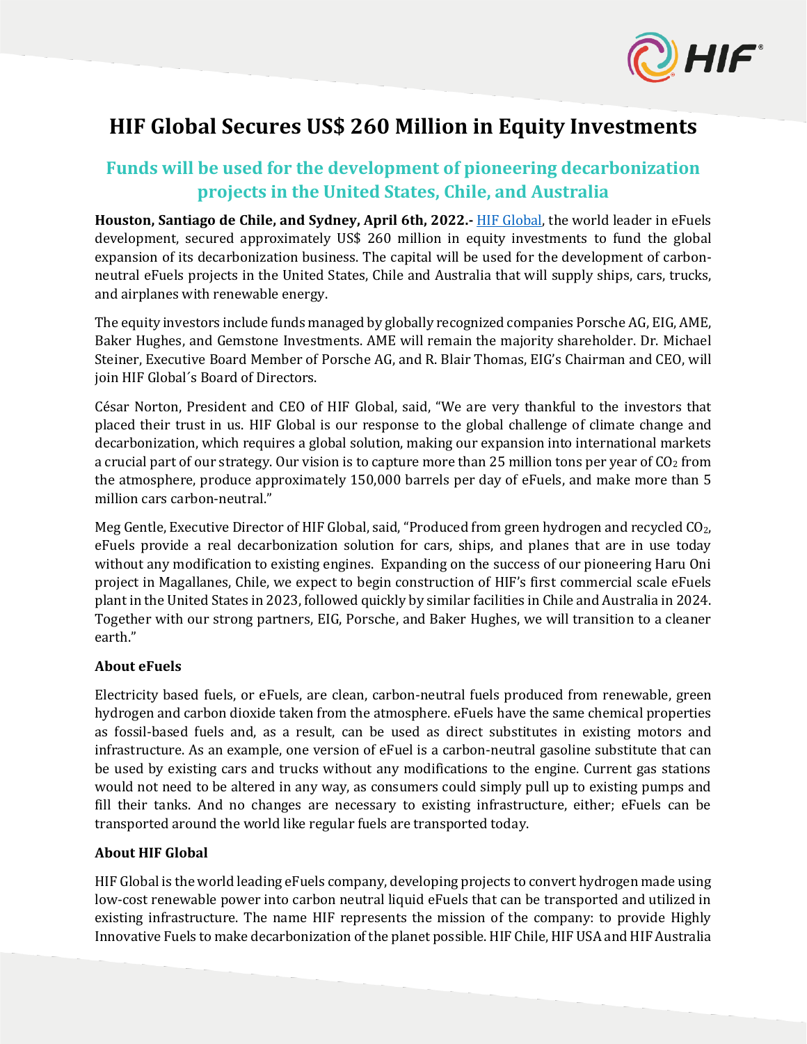# HIF Global Secures US$ 260 Million in Equity Investments

## Funds will be used for the development of pioneering decarbonization projects in the United States, Chile, and Australia

**Houston, Santiago de Chile, and Sydney, April 6th, 2022.-** [HIF Global](), the world leader in eFuels development, secured approximately US$ 260 million in equity investments to fund the global expansion of its decarbonization business. The capital will be used for the development of carbon-neutral eFuels projects in the United States, Chile and Australia that will supply ships, cars, trucks, and airplanes with renewable energy.

The equity investors include funds managed by globally recognized companies Porsche AG, EIG, AME, Baker Hughes, and Gemstone Investments. AME will remain the majority shareholder. Dr. Michael Steiner, Executive Board Member of Porsche AG, and R. Blair Thomas, EIG's Chairman and CEO, will join HIF Global´s Board of Directors.

César Norton, President and CEO of HIF Global, said, "We are very thankful to the investors that placed their trust in us. HIF Global is our response to the global challenge of climate change and decarbonization, which requires a global solution, making our expansion into international markets a crucial part of our strategy. Our vision is to capture more than 25 million tons per year of $CO_2$ from the atmosphere, produce approximately 150,000 barrels per day of eFuels, and make more than 5 million cars carbon-neutral."

Meg Gentle, Executive Director of HIF Global, said, "Produced from green hydrogen and recycled $CO_2$, eFuels provide a real decarbonization solution for cars, ships, and planes that are in use today without any modification to existing engines. Expanding on the success of our pioneering Haru Oni project in Magallanes, Chile, we expect to begin construction of HIF's first commercial scale eFuels plant in the United States in 2023, followed quickly by similar facilities in Chile and Australia in 2024. Together with our strong partners, EIG, Porsche, and Baker Hughes, we will transition to a cleaner earth."

### About eFuels

Electricity based fuels, or eFuels, are clean, carbon-neutral fuels produced from renewable, green hydrogen and carbon dioxide taken from the atmosphere. eFuels have the same chemical properties as fossil-based fuels and, as a result, can be used as direct substitutes in existing motors and infrastructure. As an example, one version of eFuel is a carbon-neutral gasoline substitute that can be used by existing cars and trucks without any modifications to the engine. Current gas stations would not need to be altered in any way, as consumers could simply pull up to existing pumps and fill their tanks. And no changes are necessary to existing infrastructure, either; eFuels can be transported around the world like regular fuels are transported today.

### About HIF Global

HIF Global is the world leading eFuels company, developing projects to convert hydrogen made using low-cost renewable power into carbon neutral liquid eFuels that can be transported and utilized in existing infrastructure. The name HIF represents the mission of the company: to provide Highly Innovative Fuels to make decarbonization of the planet possible. HIF Chile, HIF USA and HIF Australia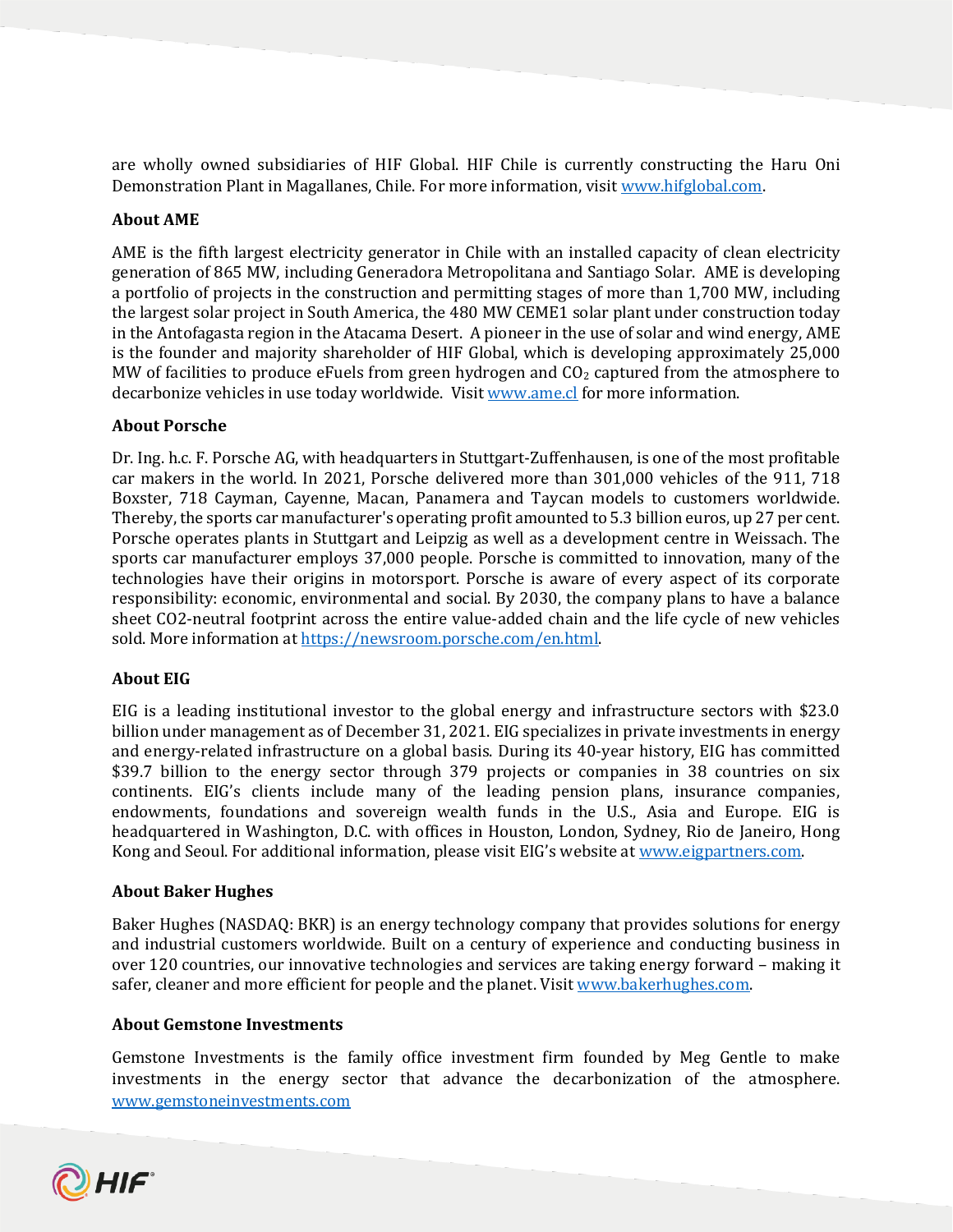are wholly owned subsidiaries of HIF Global. HIF Chile is currently constructing the Haru Oni Demonstration Plant in Magallanes, Chile. For more information, visit www.hifglobal.com.

**About AME**

AME is the fifth largest electricity generator in Chile with an installed capacity of clean electricity generation of 865 MW, including Generadora Metropolitana and Santiago Solar. AME is developing a portfolio of projects in the construction and permitting stages of more than 1,700 MW, including the largest solar project in South America, the 480 MW CEME1 solar plant under construction today in the Antofagasta region in the Atacama Desert. A pioneer in the use of solar and wind energy, AME is the founder and majority shareholder of HIF Global, which is developing approximately 25,000 MW of facilities to produce eFuels from green hydrogen and $CO_2$ captured from the atmosphere to decarbonize vehicles in use today worldwide. Visit www.ame.cl for more information.

**About Porsche**

Dr. Ing. h.c. F. Porsche AG, with headquarters in Stuttgart-Zuffenhausen, is one of the most profitable car makers in the world. In 2021, Porsche delivered more than 301,000 vehicles of the 911, 718 Boxster, 718 Cayman, Cayenne, Macan, Panamera and Taycan models to customers worldwide. Thereby, the sports car manufacturer's operating profit amounted to 5.3 billion euros, up 27 per cent. Porsche operates plants in Stuttgart and Leipzig as well as a development centre in Weissach. The sports car manufacturer employs 37,000 people. Porsche is committed to innovation, many of the technologies have their origins in motorsport. Porsche is aware of every aspect of its corporate responsibility: economic, environmental and social. By 2030, the company plans to have a balance sheet CO2-neutral footprint across the entire value-added chain and the life cycle of new vehicles sold. More information at https://newsroom.porsche.com/en.html.

**About EIG**

EIG is a leading institutional investor to the global energy and infrastructure sectors with $23.0 billion under management as of December 31, 2021. EIG specializes in private investments in energy and energy-related infrastructure on a global basis. During its 40-year history, EIG has committed $39.7 billion to the energy sector through 379 projects or companies in 38 countries on six continents. EIG's clients include many of the leading pension plans, insurance companies, endowments, foundations and sovereign wealth funds in the U.S., Asia and Europe. EIG is headquartered in Washington, D.C. with offices in Houston, London, Sydney, Rio de Janeiro, Hong Kong and Seoul. For additional information, please visit EIG's website at www.eigpartners.com.

**About Baker Hughes**

Baker Hughes (NASDAQ: BKR) is an energy technology company that provides solutions for energy and industrial customers worldwide. Built on a century of experience and conducting business in over 120 countries, our innovative technologies and services are taking energy forward – making it safer, cleaner and more efficient for people and the planet. Visit www.bakerhughes.com.

**About Gemstone Investments**

Gemstone Investments is the family office investment firm founded by Meg Gentle to make investments in the energy sector that advance the decarbonization of the atmosphere. www.gemstoneinvestments.com